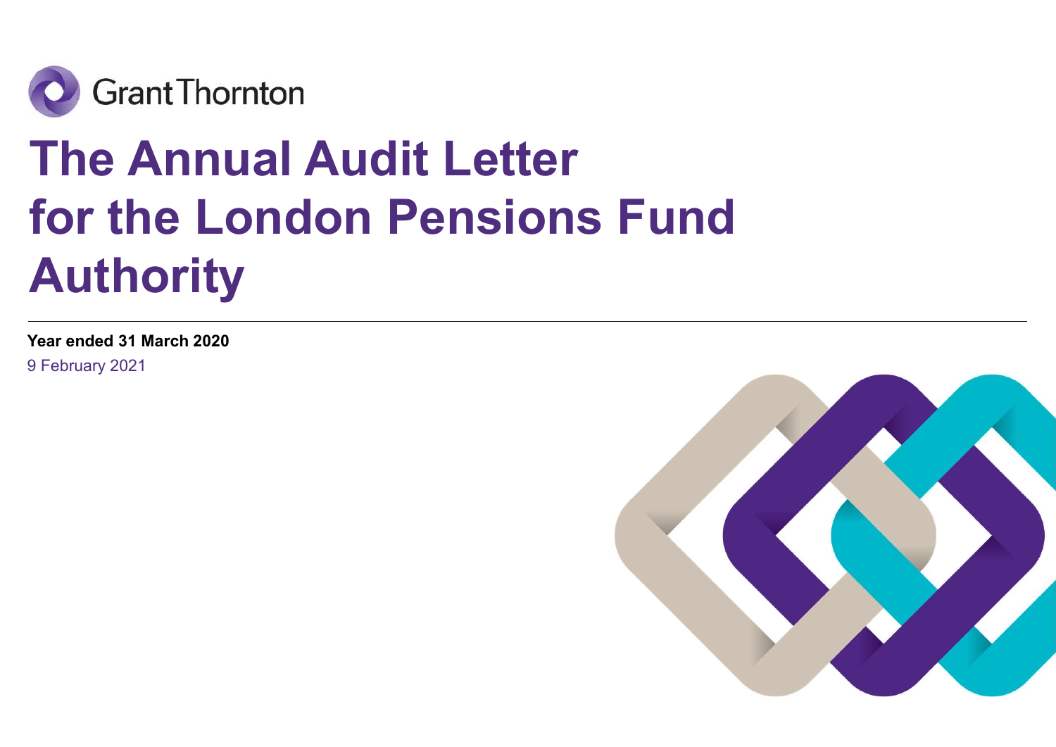Grant Thornton

# The Annual Audit Letter for the London Pensions Fund Authority

**Year ended 31 March 2020**

9 February 2021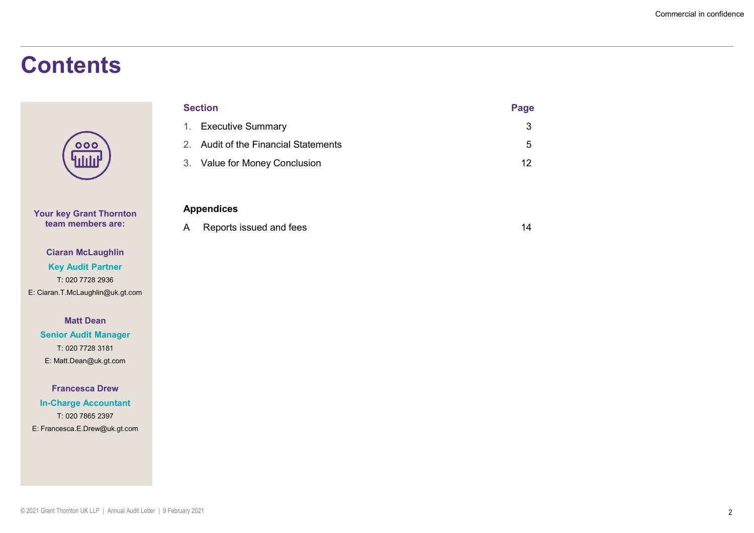# Contents

**Your key Grant Thornton team members are:**

**Ciaran McLaughlin**
**Key Audit Partner**
T: 020 7728 2936
E: Ciaran.T.McLaughlin@uk.gt.com

**Matt Dean**
**Senior Audit Manager**
T: 020 7728 3181
E: Matt.Dean@uk.gt.com

**Francesca Drew**
**In-Charge Accountant**
T: 020 7865 2397
E: Francesca.E.Drew@uk.gt.com

| Section | Page |
| --- | --- |
| 1. Executive Summary | 3 |
| 2. Audit of the Financial Statements | 5 |
| 3. Value for Money Conclusion | 12 |

| Appendices | |
| --- | --- |
| A Reports issued and fees | 14 |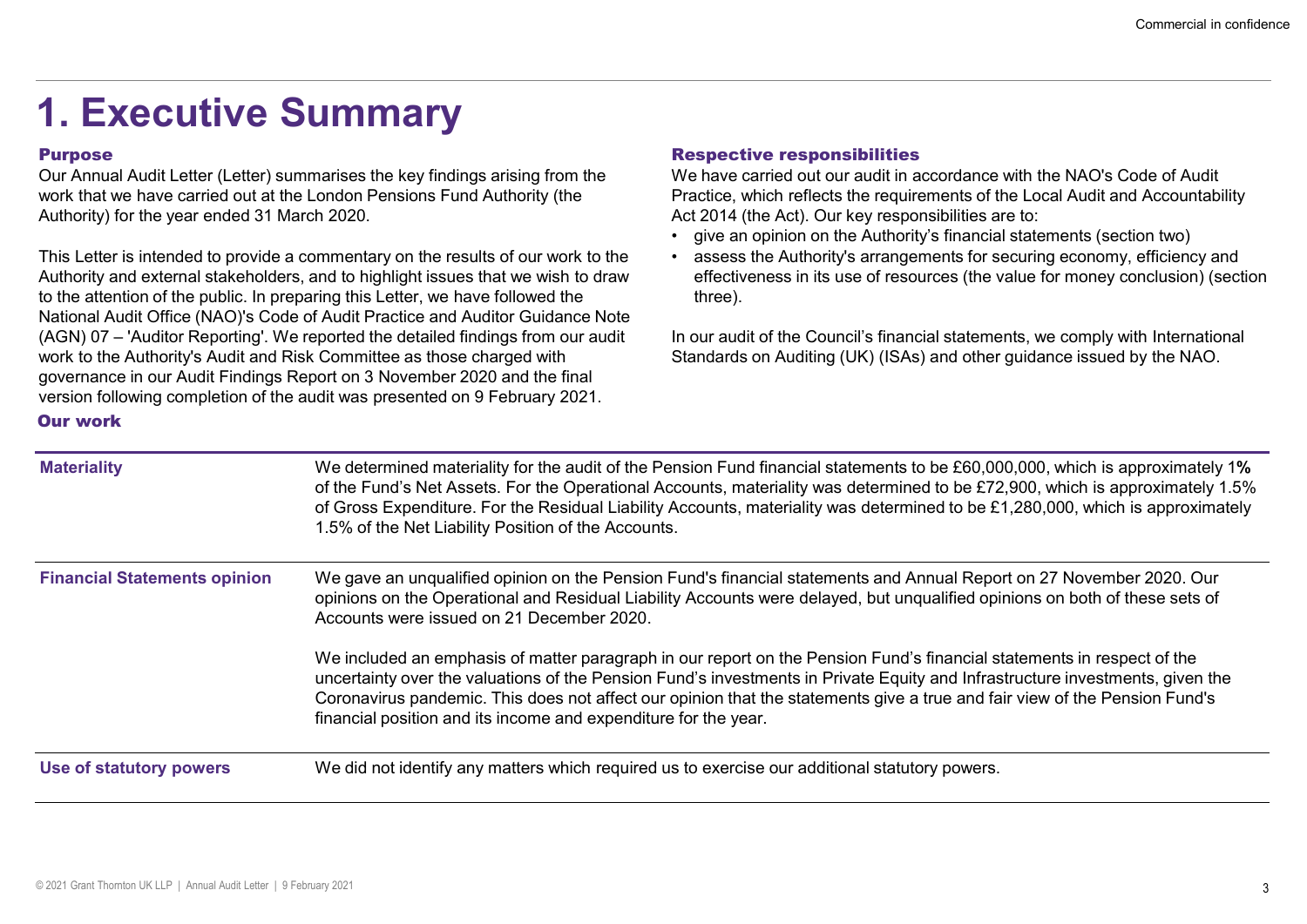# 1. Executive Summary

### Purpose

Our Annual Audit Letter (Letter) summarises the key findings arising from the work that we have carried out at the London Pensions Fund Authority (the Authority) for the year ended 31 March 2020.

This Letter is intended to provide a commentary on the results of our work to the Authority and external stakeholders, and to highlight issues that we wish to draw to the attention of the public. In preparing this Letter, we have followed the National Audit Office (NAO)'s Code of Audit Practice and Auditor Guidance Note (AGN) 07 – 'Auditor Reporting'. We reported the detailed findings from our audit work to the Authority's Audit and Risk Committee as those charged with governance in our Audit Findings Report on 3 November 2020 and the final version following completion of the audit was presented on 9 February 2021.

### Respective responsibilities

We have carried out our audit in accordance with the NAO's Code of Audit Practice, which reflects the requirements of the Local Audit and Accountability Act 2014 (the Act). Our key responsibilities are to:

- give an opinion on the Authority's financial statements (section two)
- assess the Authority's arrangements for securing economy, efficiency and effectiveness in its use of resources (the value for money conclusion) (section three).

In our audit of the Council's financial statements, we comply with International Standards on Auditing (UK) (ISAs) and other guidance issued by the NAO.

### Our work

| | |
|---|---|
| **Materiality** | We determined materiality for the audit of the Pension Fund financial statements to be £60,000,000, which is approximately 1% of the Fund's Net Assets. For the Operational Accounts, materiality was determined to be £72,900, which is approximately 1.5% of Gross Expenditure. For the Residual Liability Accounts, materiality was determined to be £1,280,000, which is approximately 1.5% of the Net Liability Position of the Accounts. |
| **Financial Statements opinion** | We gave an unqualified opinion on the Pension Fund's financial statements and Annual Report on 27 November 2020. Our opinions on the Operational and Residual Liability Accounts were delayed, but unqualified opinions on both of these sets of Accounts were issued on 21 December 2020.<br><br>We included an emphasis of matter paragraph in our report on the Pension Fund's financial statements in respect of the uncertainty over the valuations of the Pension Fund's investments in Private Equity and Infrastructure investments, given the Coronavirus pandemic. This does not affect our opinion that the statements give a true and fair view of the Pension Fund's financial position and its income and expenditure for the year. |
| **Use of statutory powers** | We did not identify any matters which required us to exercise our additional statutory powers. |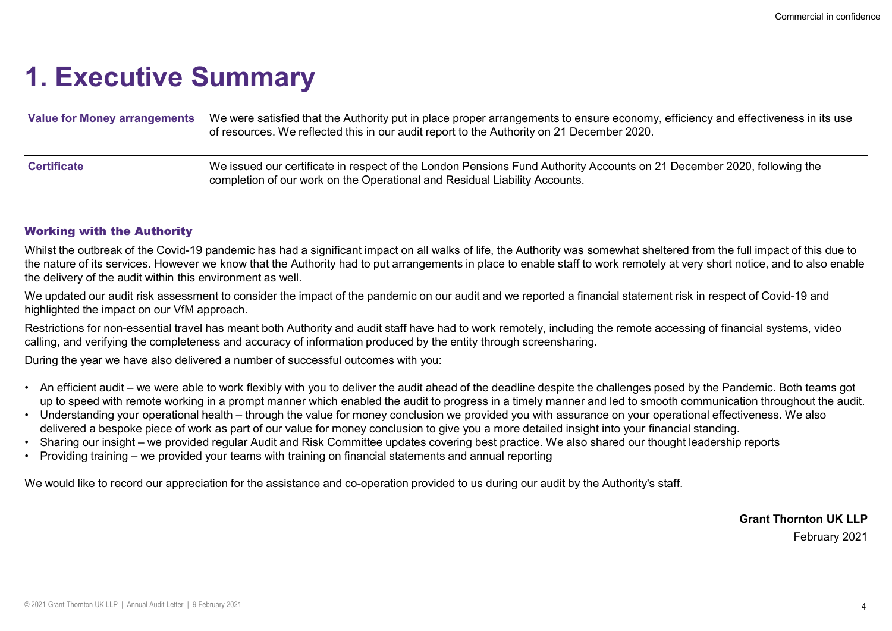# 1. Executive Summary

| | |
|---|---|
| **Value for Money arrangements** | We were satisfied that the Authority put in place proper arrangements to ensure economy, efficiency and effectiveness in its use of resources. We reflected this in our audit report to the Authority on 21 December 2020. |
| **Certificate** | We issued our certificate in respect of the London Pensions Fund Authority Accounts on 21 December 2020, following the completion of our work on the Operational and Residual Liability Accounts. |

### Working with the Authority

Whilst the outbreak of the Covid-19 pandemic has had a significant impact on all walks of life, the Authority was somewhat sheltered from the full impact of this due to the nature of its services. However we know that the Authority had to put arrangements in place to enable staff to work remotely at very short notice, and to also enable the delivery of the audit within this environment as well.

We updated our audit risk assessment to consider the impact of the pandemic on our audit and we reported a financial statement risk in respect of Covid-19 and highlighted the impact on our VfM approach.

Restrictions for non-essential travel has meant both Authority and audit staff have had to work remotely, including the remote accessing of financial systems, video calling, and verifying the completeness and accuracy of information produced by the entity through screensharing.

During the year we have also delivered a number of successful outcomes with you:

- An efficient audit – we were able to work flexibly with you to deliver the audit ahead of the deadline despite the challenges posed by the Pandemic. Both teams got up to speed with remote working in a prompt manner which enabled the audit to progress in a timely manner and led to smooth communication throughout the audit.
- Understanding your operational health – through the value for money conclusion we provided you with assurance on your operational effectiveness. We also delivered a bespoke piece of work as part of our value for money conclusion to give you a more detailed insight into your financial standing.
- Sharing our insight – we provided regular Audit and Risk Committee updates covering best practice. We also shared our thought leadership reports
- Providing training – we provided your teams with training on financial statements and annual reporting

We would like to record our appreciation for the assistance and co-operation provided to us during our audit by the Authority's staff.

**Grant Thornton UK LLP**

February 2021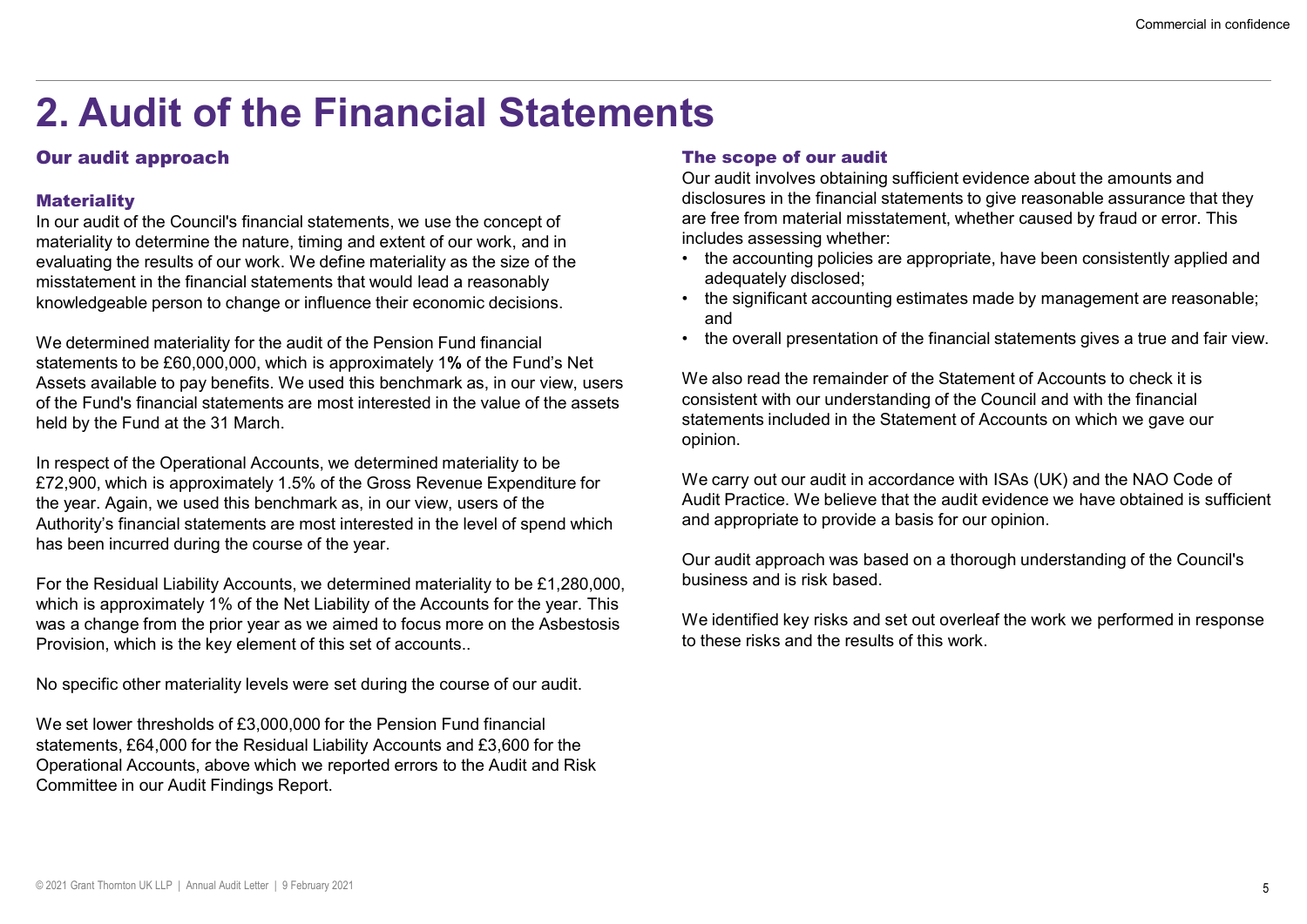# 2. Audit of the Financial Statements

## Our audit approach

### Materiality

In our audit of the Council's financial statements, we use the concept of materiality to determine the nature, timing and extent of our work, and in evaluating the results of our work. We define materiality as the size of the misstatement in the financial statements that would lead a reasonably knowledgeable person to change or influence their economic decisions.

We determined materiality for the audit of the Pension Fund financial statements to be £60,000,000, which is approximately 1**%** of the Fund's Net Assets available to pay benefits. We used this benchmark as, in our view, users of the Fund's financial statements are most interested in the value of the assets held by the Fund at the 31 March.

In respect of the Operational Accounts, we determined materiality to be £72,900, which is approximately 1.5% of the Gross Revenue Expenditure for the year. Again, we used this benchmark as, in our view, users of the Authority's financial statements are most interested in the level of spend which has been incurred during the course of the year.

For the Residual Liability Accounts, we determined materiality to be £1,280,000, which is approximately 1% of the Net Liability of the Accounts for the year. This was a change from the prior year as we aimed to focus more on the Asbestosis Provision, which is the key element of this set of accounts..

No specific other materiality levels were set during the course of our audit.

We set lower thresholds of £3,000,000 for the Pension Fund financial statements, £64,000 for the Residual Liability Accounts and £3,600 for the Operational Accounts, above which we reported errors to the Audit and Risk Committee in our Audit Findings Report.

## The scope of our audit

Our audit involves obtaining sufficient evidence about the amounts and disclosures in the financial statements to give reasonable assurance that they are free from material misstatement, whether caused by fraud or error. This includes assessing whether:

- the accounting policies are appropriate, have been consistently applied and adequately disclosed;
- the significant accounting estimates made by management are reasonable; and
- the overall presentation of the financial statements gives a true and fair view.

We also read the remainder of the Statement of Accounts to check it is consistent with our understanding of the Council and with the financial statements included in the Statement of Accounts on which we gave our opinion.

We carry out our audit in accordance with ISAs (UK) and the NAO Code of Audit Practice. We believe that the audit evidence we have obtained is sufficient and appropriate to provide a basis for our opinion.

Our audit approach was based on a thorough understanding of the Council's business and is risk based.

We identified key risks and set out overleaf the work we performed in response to these risks and the results of this work.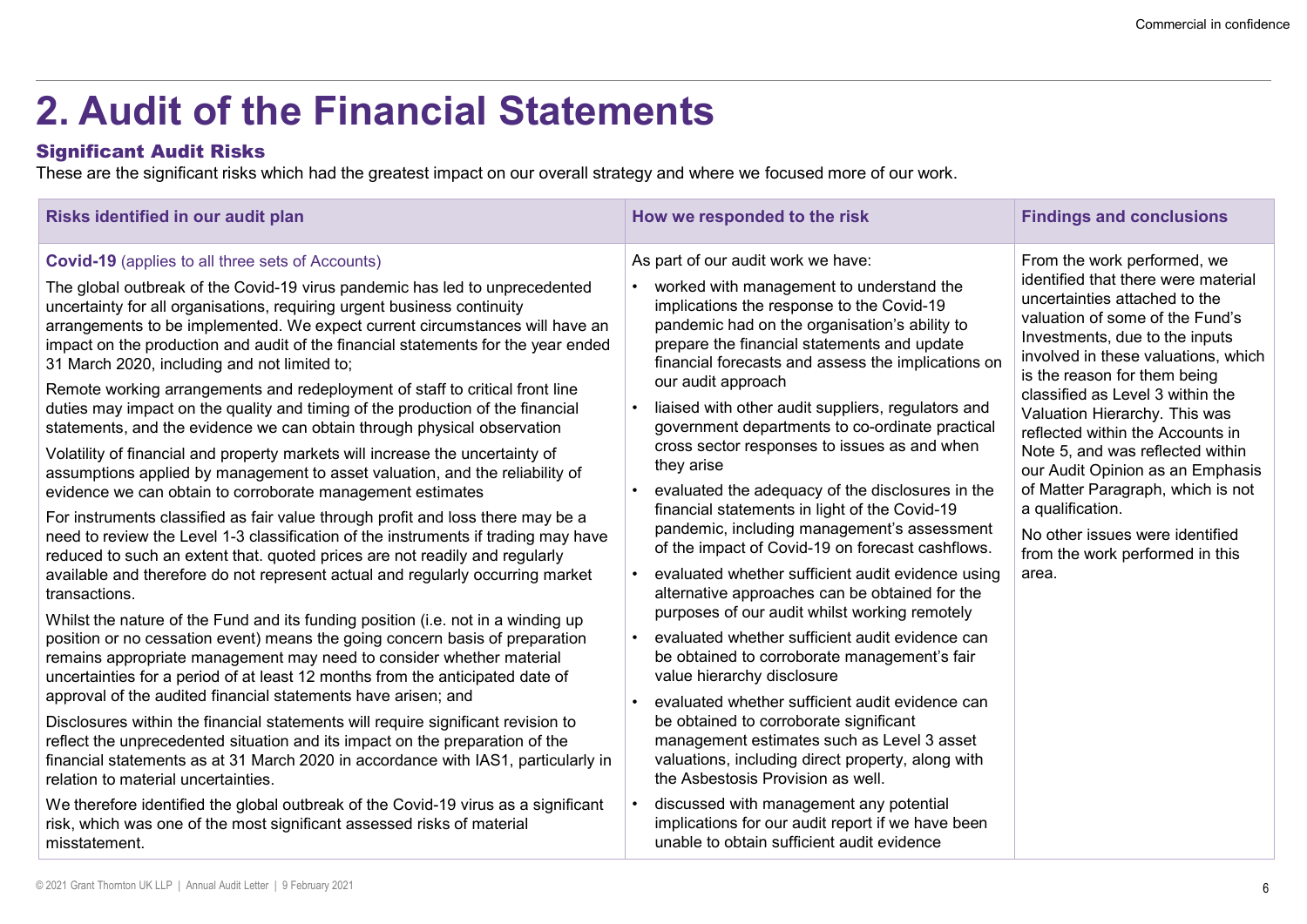# 2. Audit of the Financial Statements

### Significant Audit Risks

These are the significant risks which had the greatest impact on our overall strategy and where we focused more of our work.

| Risks identified in our audit plan | How we responded to the risk | Findings and conclusions |
|---|---|---|
| **Covid-19** (applies to all three sets of Accounts)<br><br>The global outbreak of the Covid-19 virus pandemic has led to unprecedented uncertainty for all organisations, requiring urgent business continuity arrangements to be implemented. We expect current circumstances will have an impact on the production and audit of the financial statements for the year ended 31 March 2020, including and not limited to;<br><br>Remote working arrangements and redeployment of staff to critical front line duties may impact on the quality and timing of the production of the financial statements, and the evidence we can obtain through physical observation<br><br>Volatility of financial and property markets will increase the uncertainty of assumptions applied by management to asset valuation, and the reliability of evidence we can obtain to corroborate management estimates<br><br>For instruments classified as fair value through profit and loss there may be a need to review the Level 1-3 classification of the instruments if trading may have reduced to such an extent that. quoted prices are not readily and regularly available and therefore do not represent actual and regularly occurring market transactions.<br><br>Whilst the nature of the Fund and its funding position (i.e. not in a winding up position or no cessation event) means the going concern basis of preparation remains appropriate management may need to consider whether material uncertainties for a period of at least 12 months from the anticipated date of approval of the audited financial statements have arisen; and<br><br>Disclosures within the financial statements will require significant revision to reflect the unprecedented situation and its impact on the preparation of the financial statements as at 31 March 2020 in accordance with IAS1, particularly in relation to material uncertainties.<br><br>We therefore identified the global outbreak of the Covid-19 virus as a significant risk, which was one of the most significant assessed risks of material misstatement. | As part of our audit work we have:<br><br>• worked with management to understand the implications the response to the Covid-19 pandemic had on the organisation's ability to prepare the financial statements and update financial forecasts and assess the implications on our audit approach<br>• liaised with other audit suppliers, regulators and government departments to co-ordinate practical cross sector responses to issues as and when they arise<br>• evaluated the adequacy of the disclosures in the financial statements in light of the Covid-19 pandemic, including management's assessment of the impact of Covid-19 on forecast cashflows.<br>• evaluated whether sufficient audit evidence using alternative approaches can be obtained for the purposes of our audit whilst working remotely<br>• evaluated whether sufficient audit evidence can be obtained to corroborate management's fair value hierarchy disclosure<br>• evaluated whether sufficient audit evidence can be obtained to corroborate significant management estimates such as Level 3 asset valuations, including direct property, along with the Asbestosis Provision as well.<br>• discussed with management any potential implications for our audit report if we have been unable to obtain sufficient audit evidence | From the work performed, we identified that there were material uncertainties attached to the valuation of some of the Fund's Investments, due to the inputs involved in these valuations, which is the reason for them being classified as Level 3 within the Valuation Hierarchy. This was reflected within the Accounts in Note 5, and was reflected within our Audit Opinion as an Emphasis of Matter Paragraph, which is not a qualification.<br><br>No other issues were identified from the work performed in this area. |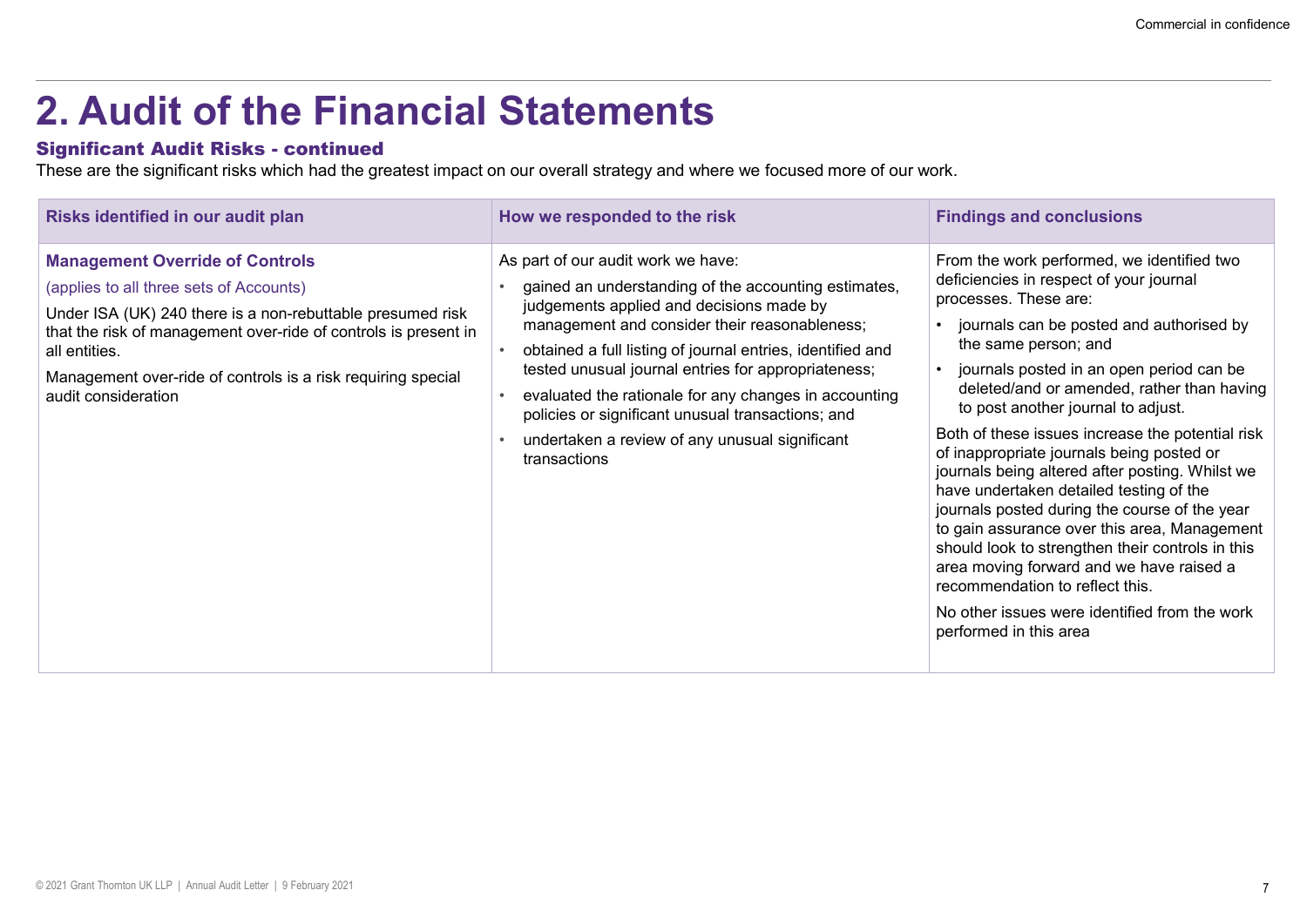# 2. Audit of the Financial Statements

### Significant Audit Risks - continued

These are the significant risks which had the greatest impact on our overall strategy and where we focused more of our work.

| Risks identified in our audit plan | How we responded to the risk | Findings and conclusions |
|---|---|---|
| **Management Override of Controls**<br>(applies to all three sets of Accounts)<br>Under ISA (UK) 240 there is a non-rebuttable presumed risk that the risk of management over-ride of controls is present in all entities.<br>Management over-ride of controls is a risk requiring special audit consideration | As part of our audit work we have:<br>• gained an understanding of the accounting estimates, judgements applied and decisions made by management and consider their reasonableness;<br>• obtained a full listing of journal entries, identified and tested unusual journal entries for appropriateness;<br>• evaluated the rationale for any changes in accounting policies or significant unusual transactions; and<br>• undertaken a review of any unusual significant transactions | From the work performed, we identified two deficiencies in respect of your journal processes. These are:<br>• journals can be posted and authorised by the same person; and<br>• journals posted in an open period can be deleted/and or amended, rather than having to post another journal to adjust.<br>Both of these issues increase the potential risk of inappropriate journals being posted or journals being altered after posting. Whilst we have undertaken detailed testing of the journals posted during the course of the year to gain assurance over this area, Management should look to strengthen their controls in this area moving forward and we have raised a recommendation to reflect this.<br>No other issues were identified from the work performed in this area |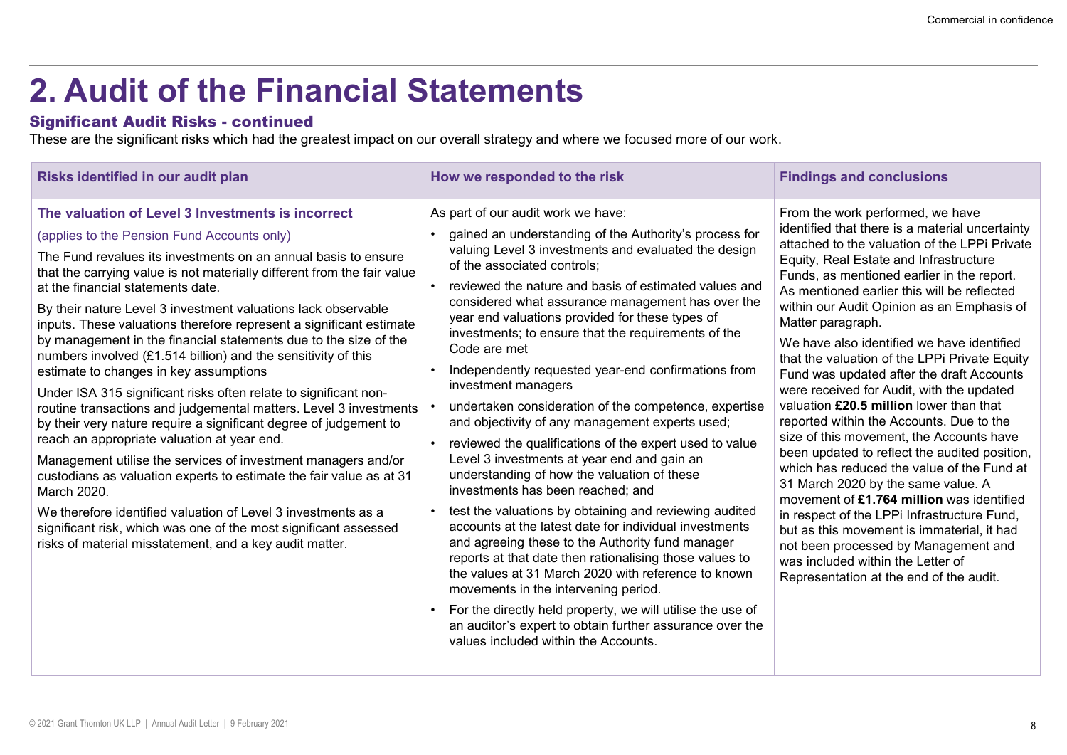# 2. Audit of the Financial Statements

### Significant Audit Risks - continued

These are the significant risks which had the greatest impact on our overall strategy and where we focused more of our work.

| Risks identified in our audit plan | How we responded to the risk | Findings and conclusions |
|---|---|---|
| **The valuation of Level 3 Investments is incorrect**<br>(applies to the Pension Fund Accounts only)<br>The Fund revalues its investments on an annual basis to ensure that the carrying value is not materially different from the fair value at the financial statements date.<br>By their nature Level 3 investment valuations lack observable inputs. These valuations therefore represent a significant estimate by management in the financial statements due to the size of the numbers involved (£1.514 billion) and the sensitivity of this estimate to changes in key assumptions<br>Under ISA 315 significant risks often relate to significant non-routine transactions and judgemental matters. Level 3 investments by their very nature require a significant degree of judgement to reach an appropriate valuation at year end.<br>Management utilise the services of investment managers and/or custodians as valuation experts to estimate the fair value as at 31 March 2020.<br>We therefore identified valuation of Level 3 investments as a significant risk, which was one of the most significant assessed risks of material misstatement, and a key audit matter. | As part of our audit work we have:<br>• gained an understanding of the Authority's process for valuing Level 3 investments and evaluated the design of the associated controls;<br>• reviewed the nature and basis of estimated values and considered what assurance management has over the year end valuations provided for these types of investments; to ensure that the requirements of the Code are met<br>• Independently requested year-end confirmations from investment managers<br>• undertaken consideration of the competence, expertise and objectivity of any management experts used;<br>• reviewed the qualifications of the expert used to value Level 3 investments at year end and gain an understanding of how the valuation of these investments has been reached; and<br>• test the valuations by obtaining and reviewing audited accounts at the latest date for individual investments and agreeing these to the Authority fund manager reports at that date then rationalising those values to the values at 31 March 2020 with reference to known movements in the intervening period.<br>• For the directly held property, we will utilise the use of an auditor's expert to obtain further assurance over the values included within the Accounts. | From the work performed, we have identified that there is a material uncertainty attached to the valuation of the LPPi Private Equity, Real Estate and Infrastructure Funds, as mentioned earlier in the report. As mentioned earlier this will be reflected within our Audit Opinion as an Emphasis of Matter paragraph.<br>We have also identified we have identified that the valuation of the LPPi Private Equity Fund was updated after the draft Accounts were received for Audit, with the updated valuation **£20.5 million** lower than that reported within the Accounts. Due to the size of this movement, the Accounts have been updated to reflect the audited position, which has reduced the value of the Fund at 31 March 2020 by the same value. A movement of **£1.764 million** was identified in respect of the LPPi Infrastructure Fund, but as this movement is immaterial, it had not been processed by Management and was included within the Letter of Representation at the end of the audit. |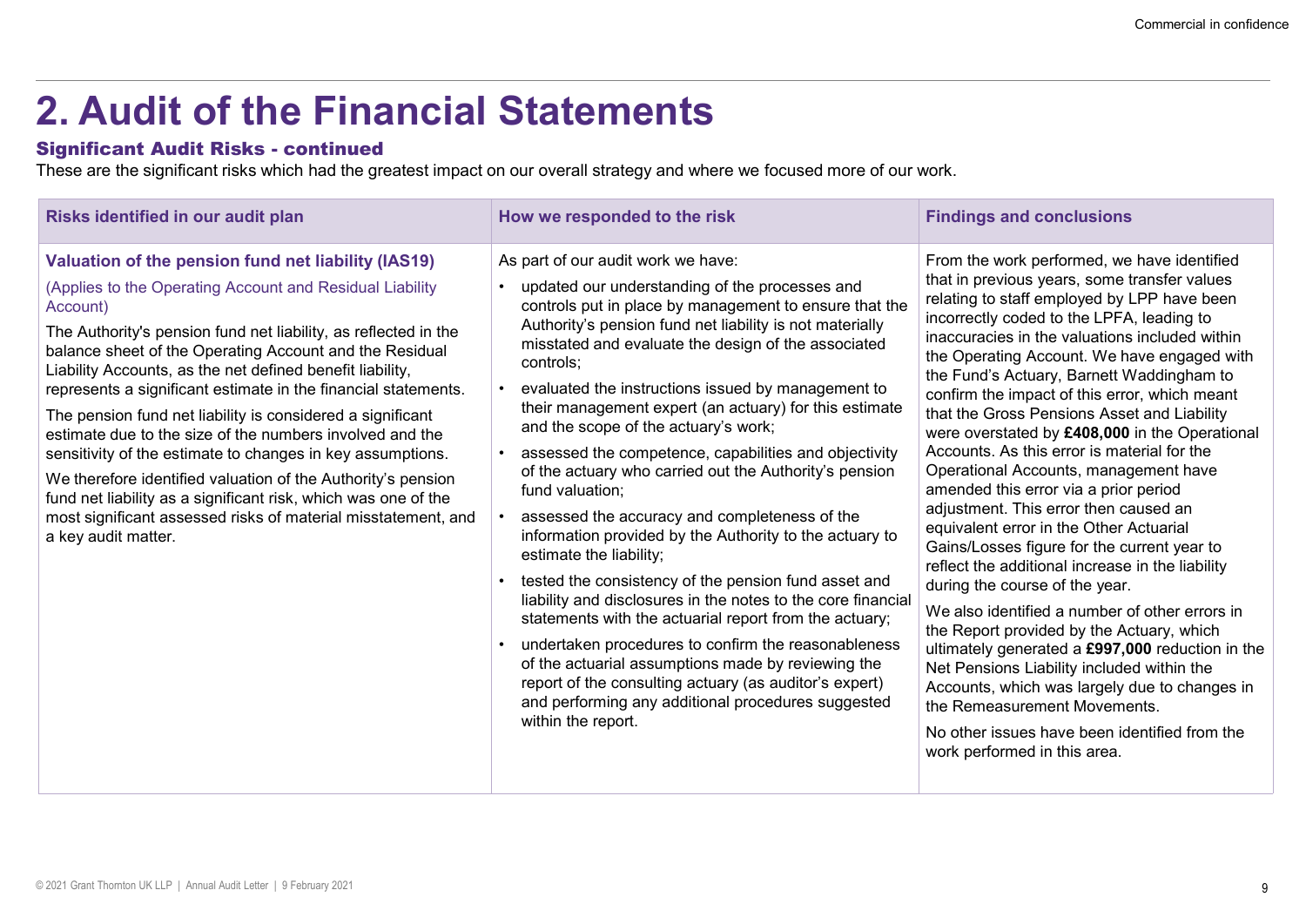# 2. Audit of the Financial Statements

### Significant Audit Risks - continued

These are the significant risks which had the greatest impact on our overall strategy and where we focused more of our work.

| Risks identified in our audit plan | How we responded to the risk | Findings and conclusions |
|---|---|---|
| **Valuation of the pension fund net liability (IAS19)**<br><br>(Applies to the Operating Account and Residual Liability Account)<br><br>The Authority's pension fund net liability, as reflected in the balance sheet of the Operating Account and the Residual Liability Accounts, as the net defined benefit liability, represents a significant estimate in the financial statements.<br><br>The pension fund net liability is considered a significant estimate due to the size of the numbers involved and the sensitivity of the estimate to changes in key assumptions.<br><br>We therefore identified valuation of the Authority's pension fund net liability as a significant risk, which was one of the most significant assessed risks of material misstatement, and a key audit matter. | As part of our audit work we have:<br><br>• updated our understanding of the processes and controls put in place by management to ensure that the Authority's pension fund net liability is not materially misstated and evaluate the design of the associated controls;<br>• evaluated the instructions issued by management to their management expert (an actuary) for this estimate and the scope of the actuary's work;<br>• assessed the competence, capabilities and objectivity of the actuary who carried out the Authority's pension fund valuation;<br>• assessed the accuracy and completeness of the information provided by the Authority to the actuary to estimate the liability;<br>• tested the consistency of the pension fund asset and liability and disclosures in the notes to the core financial statements with the actuarial report from the actuary;<br>• undertaken procedures to confirm the reasonableness of the actuarial assumptions made by reviewing the report of the consulting actuary (as auditor's expert) and performing any additional procedures suggested within the report. | From the work performed, we have identified that in previous years, some transfer values relating to staff employed by LPP have been incorrectly coded to the LPFA, leading to inaccuracies in the valuations included within the Operating Account. We have engaged with the Fund's Actuary, Barnett Waddingham to confirm the impact of this error, which meant that the Gross Pensions Asset and Liability were overstated by **£408,000** in the Operational Accounts. As this error is material for the Operational Accounts, management have amended this error via a prior period adjustment. This error then caused an equivalent error in the Other Actuarial Gains/Losses figure for the current year to reflect the additional increase in the liability during the course of the year.<br><br>We also identified a number of other errors in the Report provided by the Actuary, which ultimately generated a **£997,000** reduction in the Net Pensions Liability included within the Accounts, which was largely due to changes in the Remeasurement Movements.<br><br>No other issues have been identified from the work performed in this area. |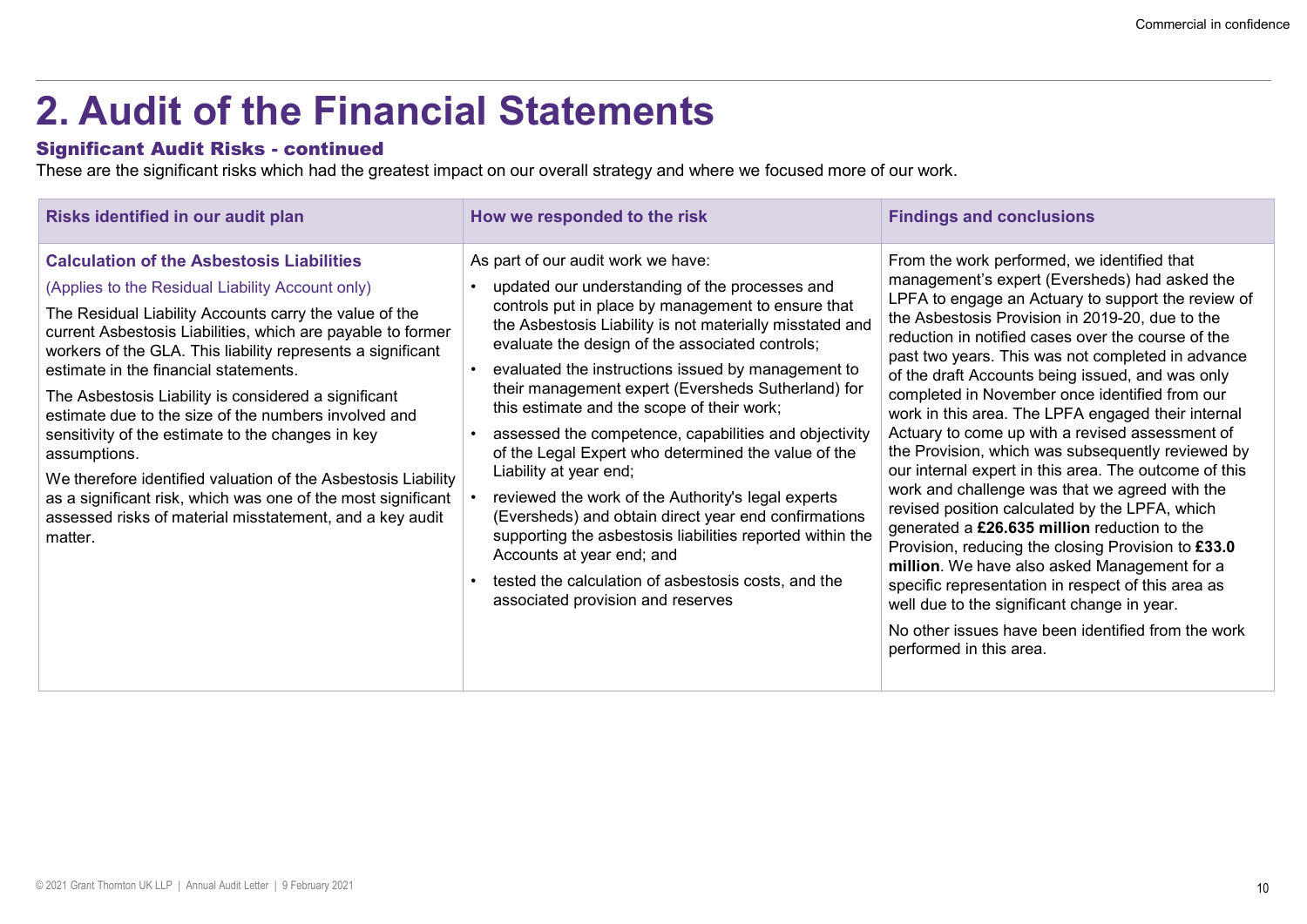# 2. Audit of the Financial Statements

### Significant Audit Risks - continued

These are the significant risks which had the greatest impact on our overall strategy and where we focused more of our work.

| Risks identified in our audit plan | How we responded to the risk | Findings and conclusions |
| --- | --- | --- |
| **Calculation of the Asbestosis Liabilities**<br><br>(Applies to the Residual Liability Account only)<br><br>The Residual Liability Accounts carry the value of the current Asbestosis Liabilities, which are payable to former workers of the GLA. This liability represents a significant estimate in the financial statements.<br><br>The Asbestosis Liability is considered a significant estimate due to the size of the numbers involved and sensitivity of the estimate to the changes in key assumptions.<br><br>We therefore identified valuation of the Asbestosis Liability as a significant risk, which was one of the most significant assessed risks of material misstatement, and a key audit matter. | As part of our audit work we have:<br><br>• updated our understanding of the processes and controls put in place by management to ensure that the Asbestosis Liability is not materially misstated and evaluate the design of the associated controls;<br>• evaluated the instructions issued by management to their management expert (Eversheds Sutherland) for this estimate and the scope of their work;<br>• assessed the competence, capabilities and objectivity of the Legal Expert who determined the value of the Liability at year end;<br>• reviewed the work of the Authority's legal experts (Eversheds) and obtain direct year end confirmations supporting the asbestosis liabilities reported within the Accounts at year end; and<br>• tested the calculation of asbestosis costs, and the associated provision and reserves | From the work performed, we identified that management's expert (Eversheds) had asked the LPFA to engage an Actuary to support the review of the Asbestosis Provision in 2019-20, due to the reduction in notified cases over the course of the past two years. This was not completed in advance of the draft Accounts being issued, and was only completed in November once identified from our work in this area. The LPFA engaged their internal Actuary to come up with a revised assessment of the Provision, which was subsequently reviewed by our internal expert in this area. The outcome of this work and challenge was that we agreed with the revised position calculated by the LPFA, which generated a **£26.635 million** reduction to the Provision, reducing the closing Provision to **£33.0 million**. We have also asked Management for a specific representation in respect of this area as well due to the significant change in year.<br><br>No other issues have been identified from the work performed in this area. |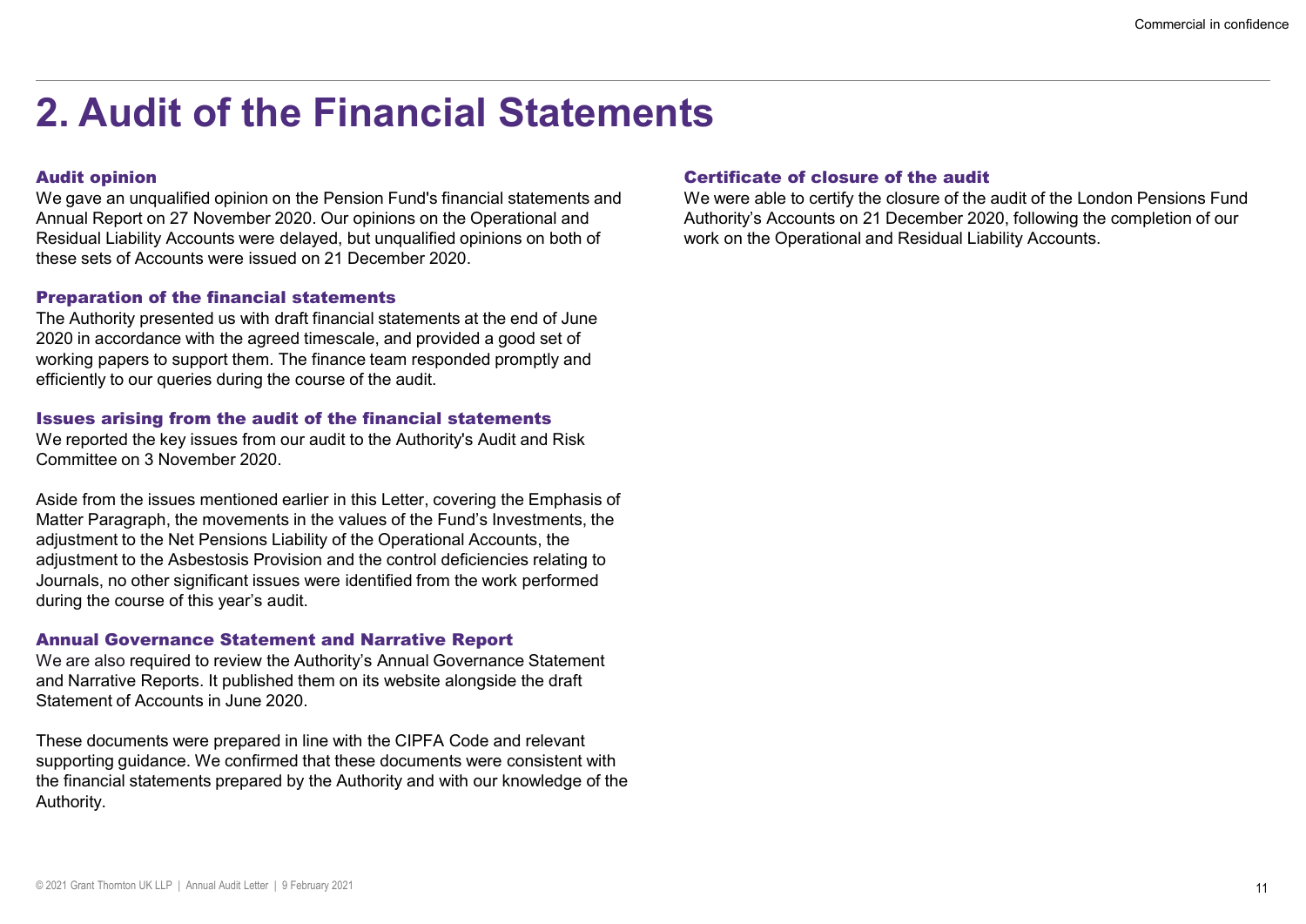# 2. Audit of the Financial Statements

### Audit opinion

We gave an unqualified opinion on the Pension Fund's financial statements and Annual Report on 27 November 2020. Our opinions on the Operational and Residual Liability Accounts were delayed, but unqualified opinions on both of these sets of Accounts were issued on 21 December 2020.

### Preparation of the financial statements

The Authority presented us with draft financial statements at the end of June 2020 in accordance with the agreed timescale, and provided a good set of working papers to support them. The finance team responded promptly and efficiently to our queries during the course of the audit.

### Issues arising from the audit of the financial statements

We reported the key issues from our audit to the Authority's Audit and Risk Committee on 3 November 2020.

Aside from the issues mentioned earlier in this Letter, covering the Emphasis of Matter Paragraph, the movements in the values of the Fund's Investments, the adjustment to the Net Pensions Liability of the Operational Accounts, the adjustment to the Asbestosis Provision and the control deficiencies relating to Journals, no other significant issues were identified from the work performed during the course of this year's audit.

### Annual Governance Statement and Narrative Report

We are also required to review the Authority's Annual Governance Statement and Narrative Reports. It published them on its website alongside the draft Statement of Accounts in June 2020.

These documents were prepared in line with the CIPFA Code and relevant supporting guidance. We confirmed that these documents were consistent with the financial statements prepared by the Authority and with our knowledge of the Authority.

### Certificate of closure of the audit

We were able to certify the closure of the audit of the London Pensions Fund Authority's Accounts on 21 December 2020, following the completion of our work on the Operational and Residual Liability Accounts.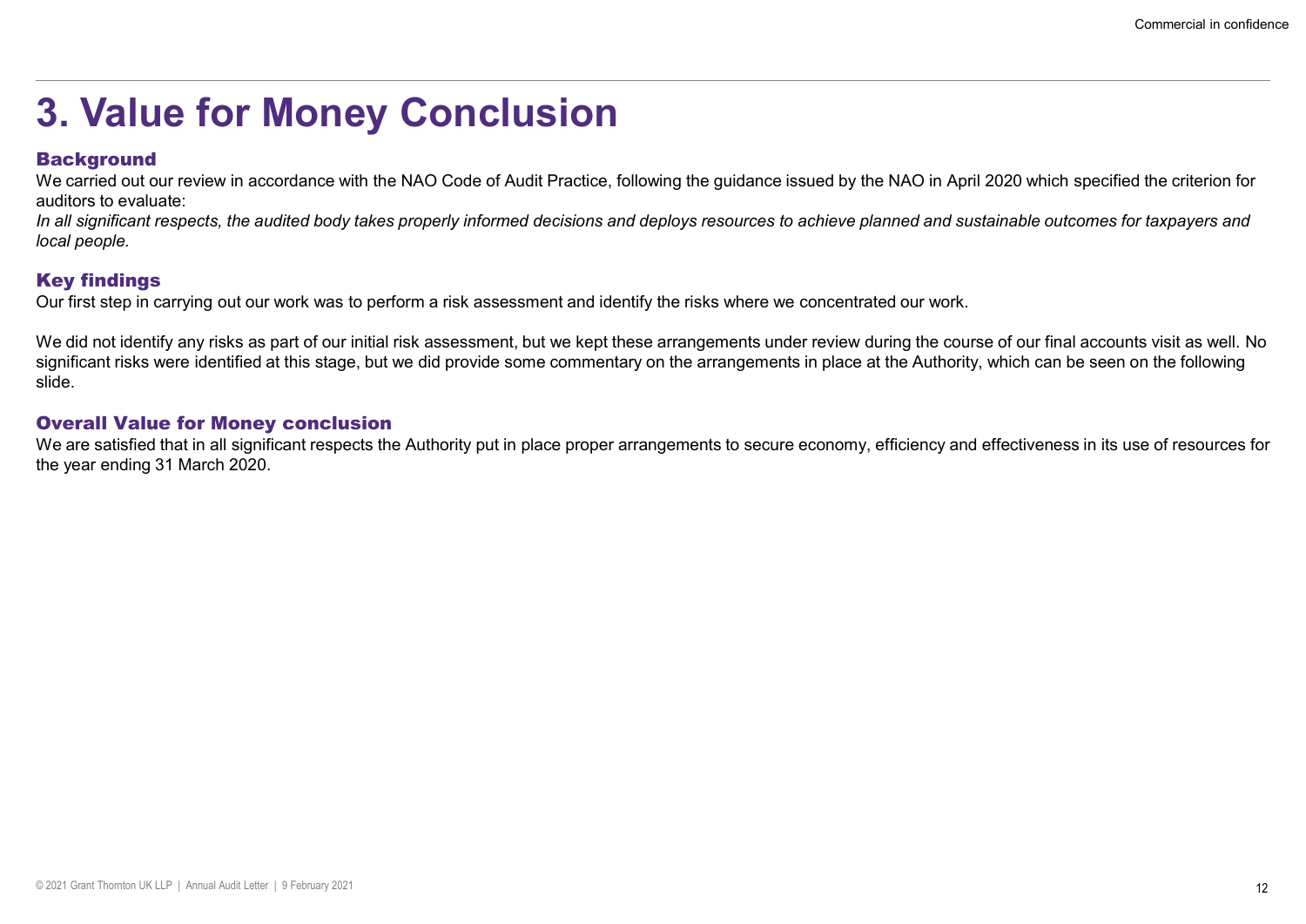# 3. Value for Money Conclusion

## Background

We carried out our review in accordance with the NAO Code of Audit Practice, following the guidance issued by the NAO in April 2020 which specified the criterion for auditors to evaluate:

*In all significant respects, the audited body takes properly informed decisions and deploys resources to achieve planned and sustainable outcomes for taxpayers and local people.*

## Key findings

Our first step in carrying out our work was to perform a risk assessment and identify the risks where we concentrated our work.

We did not identify any risks as part of our initial risk assessment, but we kept these arrangements under review during the course of our final accounts visit as well. No significant risks were identified at this stage, but we did provide some commentary on the arrangements in place at the Authority, which can be seen on the following slide.

## Overall Value for Money conclusion

We are satisfied that in all significant respects the Authority put in place proper arrangements to secure economy, efficiency and effectiveness in its use of resources for the year ending 31 March 2020.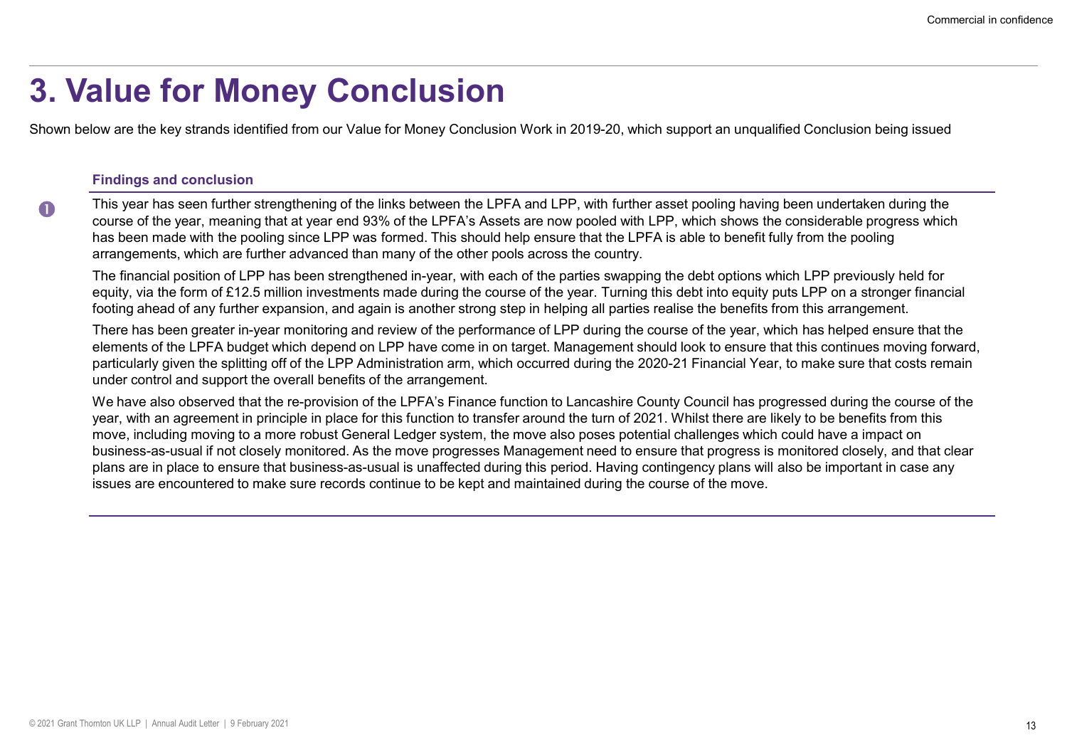# 3. Value for Money Conclusion

Shown below are the key strands identified from our Value for Money Conclusion Work in 2019-20, which support an unqualified Conclusion being issued

### Findings and conclusion

1. This year has seen further strengthening of the links between the LPFA and LPP, with further asset pooling having been undertaken during the course of the year, meaning that at year end 93% of the LPFA's Assets are now pooled with LPP, which shows the considerable progress which has been made with the pooling since LPP was formed. This should help ensure that the LPFA is able to benefit fully from the pooling arrangements, which are further advanced than many of the other pools across the country.

The financial position of LPP has been strengthened in-year, with each of the parties swapping the debt options which LPP previously held for equity, via the form of £12.5 million investments made during the course of the year. Turning this debt into equity puts LPP on a stronger financial footing ahead of any further expansion, and again is another strong step in helping all parties realise the benefits from this arrangement.

There has been greater in-year monitoring and review of the performance of LPP during the course of the year, which has helped ensure that the elements of the LPFA budget which depend on LPP have come in on target. Management should look to ensure that this continues moving forward, particularly given the splitting off of the LPP Administration arm, which occurred during the 2020-21 Financial Year, to make sure that costs remain under control and support the overall benefits of the arrangement.

We have also observed that the re-provision of the LPFA's Finance function to Lancashire County Council has progressed during the course of the year, with an agreement in principle in place for this function to transfer around the turn of 2021. Whilst there are likely to be benefits from this move, including moving to a more robust General Ledger system, the move also poses potential challenges which could have a impact on business-as-usual if not closely monitored. As the move progresses Management need to ensure that progress is monitored closely, and that clear plans are in place to ensure that business-as-usual is unaffected during this period. Having contingency plans will also be important in case any issues are encountered to make sure records continue to be kept and maintained during the course of the move.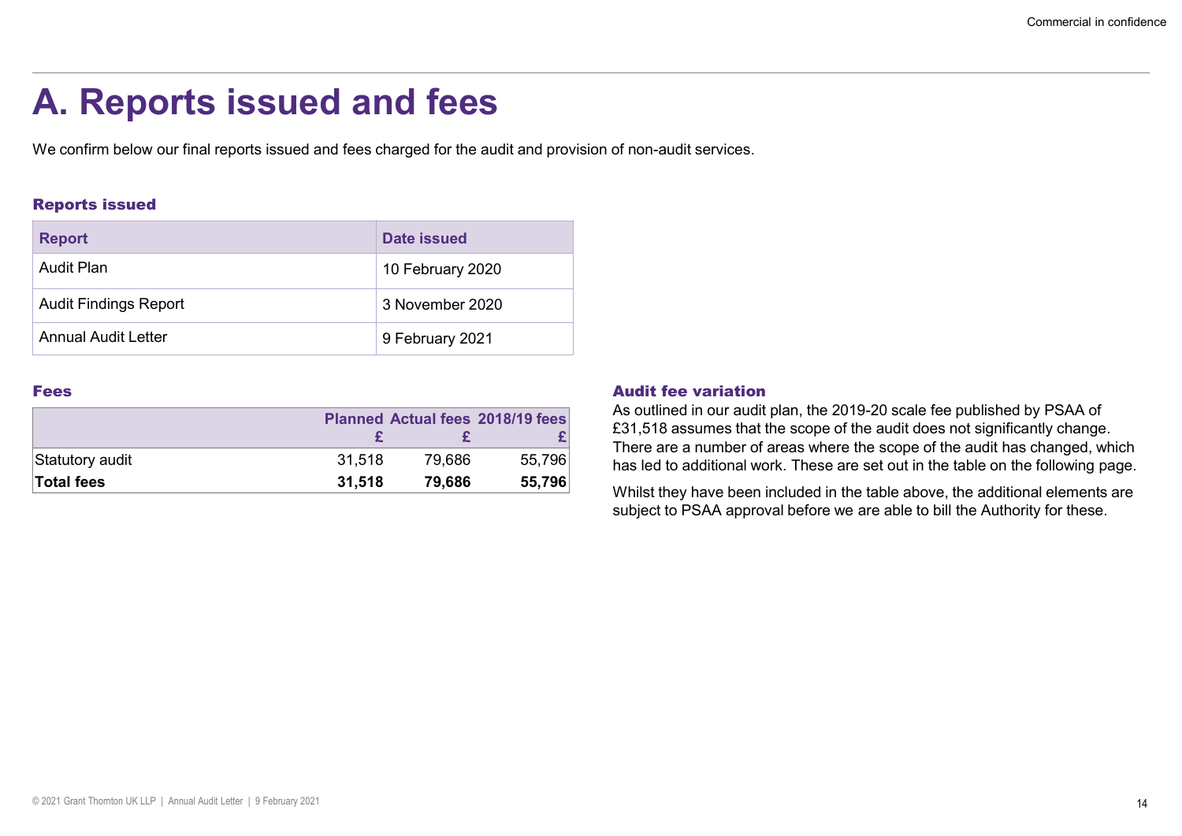# A. Reports issued and fees

We confirm below our final reports issued and fees charged for the audit and provision of non-audit services.

### Reports issued

| Report | Date issued |
|---|---|
| Audit Plan | 10 February 2020 |
| Audit Findings Report | 3 November 2020 |
| Annual Audit Letter | 9 February 2021 |

### Fees

| | Planned £ | Actual fees £ | 2018/19 fees £ |
|---|---|---|---|
| Statutory audit | 31,518 | 79,686 | 55,796 |
| **Total fees** | **31,518** | **79,686** | **55,796** |

### Audit fee variation

As outlined in our audit plan, the 2019-20 scale fee published by PSAA of £31,518 assumes that the scope of the audit does not significantly change. There are a number of areas where the scope of the audit has changed, which has led to additional work. These are set out in the table on the following page.

Whilst they have been included in the table above, the additional elements are subject to PSAA approval before we are able to bill the Authority for these.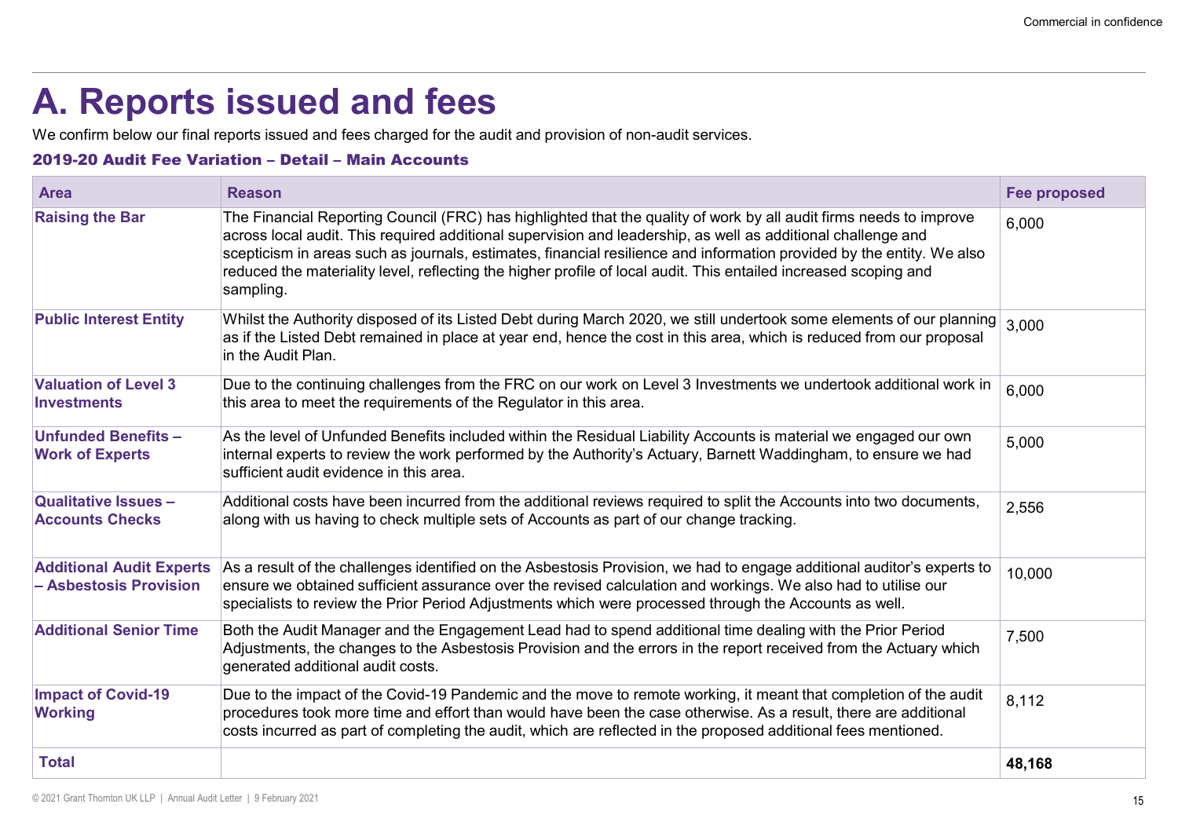# A. Reports issued and fees

We confirm below our final reports issued and fees charged for the audit and provision of non-audit services.

### 2019-20 Audit Fee Variation – Detail – Main Accounts

| Area | Reason | Fee proposed |
|---|---|---|
| **Raising the Bar** | The Financial Reporting Council (FRC) has highlighted that the quality of work by all audit firms needs to improve across local audit. This required additional supervision and leadership, as well as additional challenge and scepticism in areas such as journals, estimates, financial resilience and information provided by the entity. We also reduced the materiality level, reflecting the higher profile of local audit. This entailed increased scoping and sampling. | 6,000 |
| **Public Interest Entity** | Whilst the Authority disposed of its Listed Debt during March 2020, we still undertook some elements of our planning as if the Listed Debt remained in place at year end, hence the cost in this area, which is reduced from our proposal in the Audit Plan. | 3,000 |
| **Valuation of Level 3 Investments** | Due to the continuing challenges from the FRC on our work on Level 3 Investments we undertook additional work in this area to meet the requirements of the Regulator in this area. | 6,000 |
| **Unfunded Benefits – Work of Experts** | As the level of Unfunded Benefits included within the Residual Liability Accounts is material we engaged our own internal experts to review the work performed by the Authority's Actuary, Barnett Waddingham, to ensure we had sufficient audit evidence in this area. | 5,000 |
| **Qualitative Issues – Accounts Checks** | Additional costs have been incurred from the additional reviews required to split the Accounts into two documents, along with us having to check multiple sets of Accounts as part of our change tracking. | 2,556 |
| **Additional Audit Experts – Asbestosis Provision** | As a result of the challenges identified on the Asbestosis Provision, we had to engage additional auditor's experts to ensure we obtained sufficient assurance over the revised calculation and workings. We also had to utilise our specialists to review the Prior Period Adjustments which were processed through the Accounts as well. | 10,000 |
| **Additional Senior Time** | Both the Audit Manager and the Engagement Lead had to spend additional time dealing with the Prior Period Adjustments, the changes to the Asbestosis Provision and the errors in the report received from the Actuary which generated additional audit costs. | 7,500 |
| **Impact of Covid-19 Working** | Due to the impact of the Covid-19 Pandemic and the move to remote working, it meant that completion of the audit procedures took more time and effort than would have been the case otherwise. As a result, there are additional costs incurred as part of completing the audit, which are reflected in the proposed additional fees mentioned. | 8,112 |
| **Total** | | **48,168** |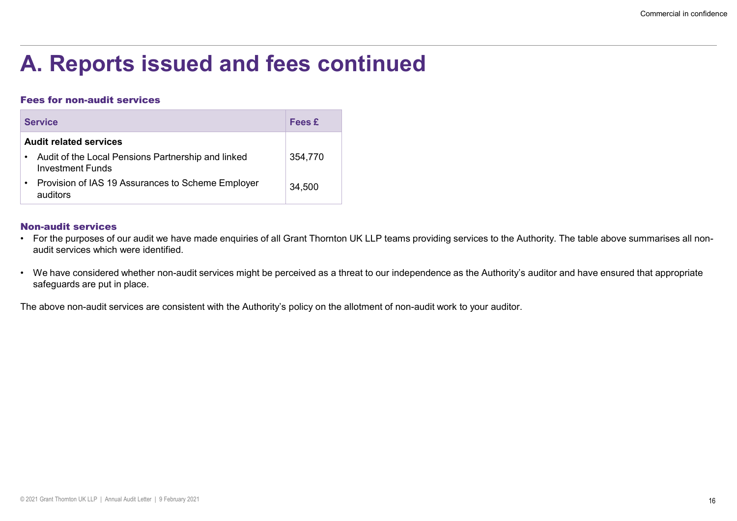# A. Reports issued and fees continued

### Fees for non-audit services

| Service | Fees £ |
|---|---|
| **Audit related services** | |
| • Audit of the Local Pensions Partnership and linked Investment Funds | 354,770 |
| • Provision of IAS 19 Assurances to Scheme Employer auditors | 34,500 |

### Non-audit services

- For the purposes of our audit we have made enquiries of all Grant Thornton UK LLP teams providing services to the Authority. The table above summarises all non-audit services which were identified.
- We have considered whether non-audit services might be perceived as a threat to our independence as the Authority's auditor and have ensured that appropriate safeguards are put in place.

The above non-audit services are consistent with the Authority's policy on the allotment of non-audit work to your auditor.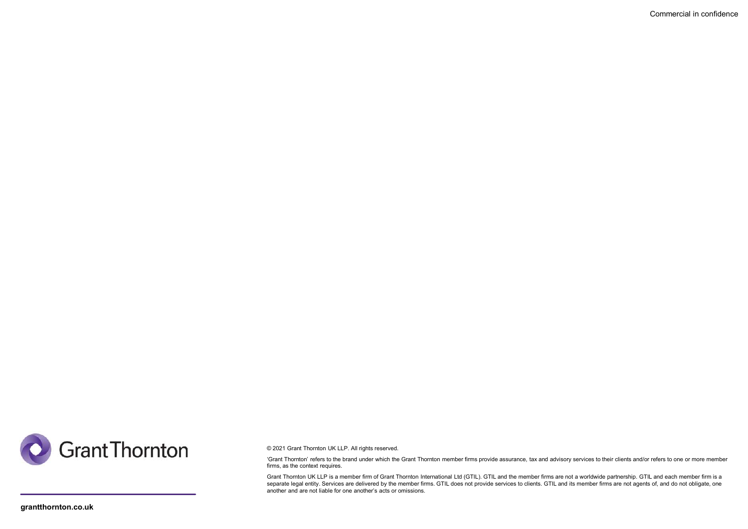Commercial in confidence

Grant Thornton

© 2021 Grant Thornton UK LLP. All rights reserved.

'Grant Thornton' refers to the brand under which the Grant Thornton member firms provide assurance, tax and advisory services to their clients and/or refers to one or more member firms, as the context requires.

Grant Thornton UK LLP is a member firm of Grant Thornton International Ltd (GTIL). GTIL and the member firms are not a worldwide partnership. GTIL and each member firm is a separate legal entity. Services are delivered by the member firms. GTIL does not provide services to clients. GTIL and its member firms are not agents of, and do not obligate, one another and are not liable for one another's acts or omissions.

**grantthornton.co.uk**